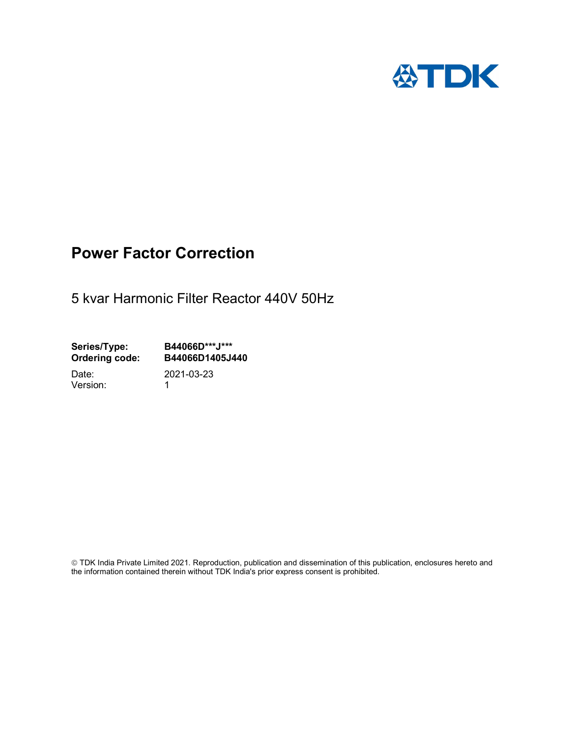TDK

# Power Factor Correction

5 kvar Harmonic Filter Reactor 440V 50Hz

**Series/Type:** **B44066D***J*****
**Ordering code:** **B44066D1405J440**

Date: 2021-03-23
Version: 1

© TDK India Private Limited 2021. Reproduction, publication and dissemination of this publication, enclosures hereto and the information contained therein without TDK India's prior express consent is prohibited.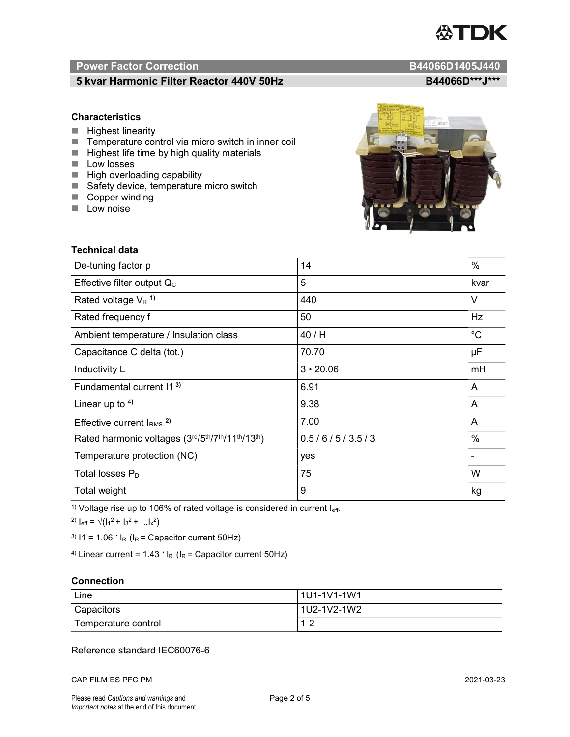## Power Factor Correction — B44066D1405J440

### 5 kvar Harmonic Filter Reactor 440V 50Hz — B44066D\*\*\*J\*\*\*

### Characteristics

- Highest linearity
- Temperature control via micro switch in inner coil
- Highest life time by high quality materials
- Low losses
- High overloading capability
- Safety device, temperature micro switch
- Copper winding
- Low noise

### Technical data

| | | |
|---|---|---|
| De-tuning factor p | 14 | % |
| Effective filter output $Q_C$ | 5 | kvar |
| Rated voltage $V_R$ [1)] | 440 | V |
| Rated frequency f | 50 | Hz |
| Ambient temperature / Insulation class | 40 / H | °C |
| Capacitance C delta (tot.) | 70.70 | µF |
| Inductivity L | 3 • 20.06 | mH |
| Fundamental current I1 [3)] | 6.91 | A |
| Linear up to [4)] | 9.38 | A |
| Effective current $I_{RMS}$ [2)] | 7.00 | A |
| Rated harmonic voltages (3rd/5th/7th/11th/13th) | 0.5 / 6 / 5 / 3.5 / 3 | % |
| Temperature protection (NC) | yes | - |
| Total losses $P_D$ | 75 | W |
| Total weight | 9 | kg |

[1)] Voltage rise up to 106% of rated voltage is considered in current $I_{eff}$.

[2)] $I_{eff} = \sqrt{(I_1^2 + I_3^2 + \ldots I_x^2)}$

[3)] $I1 = 1.06 \cdot I_R$ ($I_R$ = Capacitor current 50Hz)

[4)] Linear current = $1.43 \cdot I_R$ ($I_R$ = Capacitor current 50Hz)

### Connection

| | |
|---|---|
| Line | 1U1-1V1-1W1 |
| Capacitors | 1U2-1V2-1W2 |
| Temperature control | 1-2 |

Reference standard IEC60076-6

CAP FILM ES PFC PM — 2021-03-23

Please read *Cautions and warnings* and *Important notes* at the end of this document.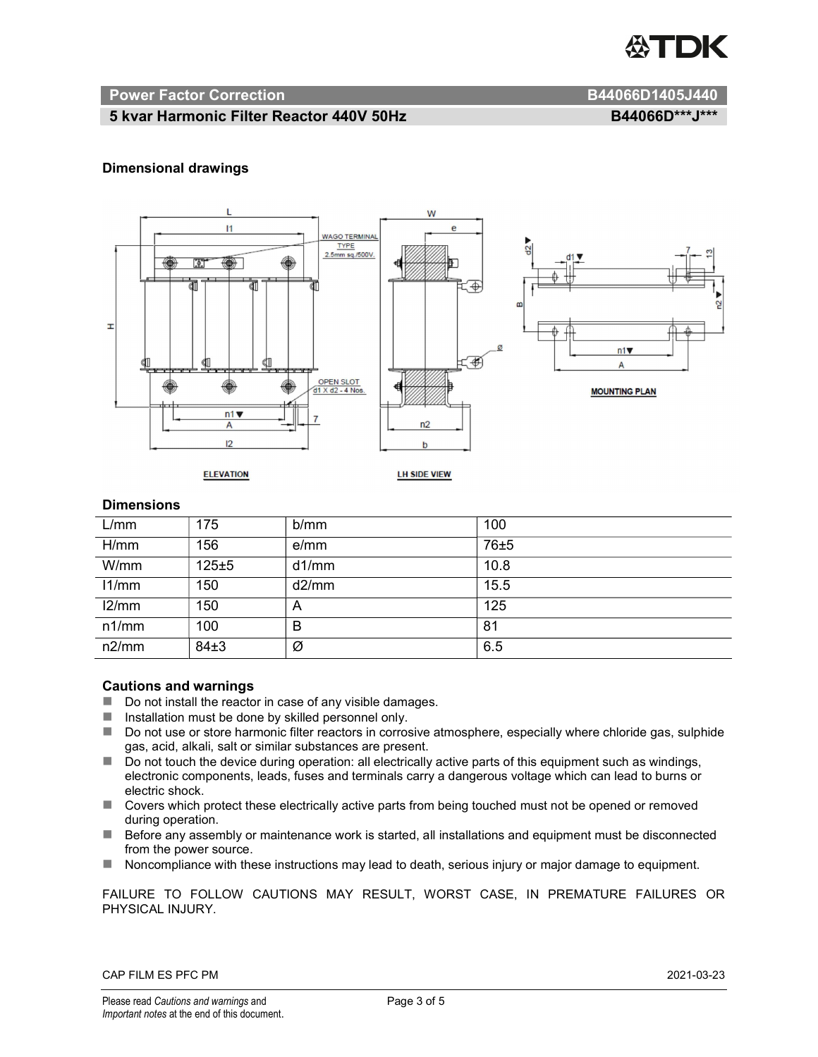**Power Factor Correction** B44066D1405J440

**5 kvar Harmonic Filter Reactor 440V 50Hz** B44066D***J***

### Dimensional drawings

### Dimensions

| L/mm | 175 | b/mm | 100 |
|---|---|---|---|
| H/mm | 156 | e/mm | 76±5 |
| W/mm | 125±5 | d1/mm | 10.8 |
| l1/mm | 150 | d2/mm | 15.5 |
| l2/mm | 150 | A | 125 |
| n1/mm | 100 | B | 81 |
| n2/mm | 84±3 | Ø | 6.5 |

### Cautions and warnings

- Do not install the reactor in case of any visible damages.
- Installation must be done by skilled personnel only.
- Do not use or store harmonic filter reactors in corrosive atmosphere, especially where chloride gas, sulphide gas, acid, alkali, salt or similar substances are present.
- Do not touch the device during operation: all electrically active parts of this equipment such as windings, electronic components, leads, fuses and terminals carry a dangerous voltage which can lead to burns or electric shock.
- Covers which protect these electrically active parts from being touched must not be opened or removed during operation.
- Before any assembly or maintenance work is started, all installations and equipment must be disconnected from the power source.
- Noncompliance with these instructions may lead to death, serious injury or major damage to equipment.

FAILURE TO FOLLOW CAUTIONS MAY RESULT, WORST CASE, IN PREMATURE FAILURES OR PHYSICAL INJURY.

CAP FILM ES PFC PM 2021-03-23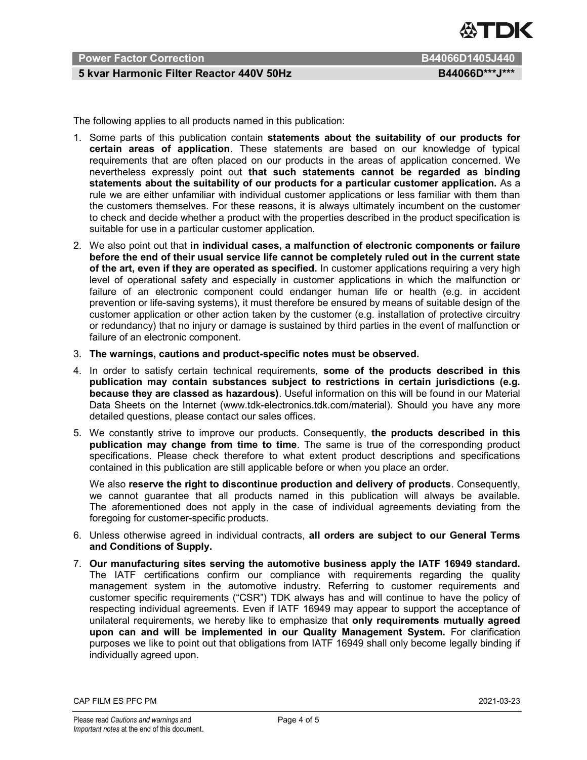The following applies to all products named in this publication:

1. Some parts of this publication contain **statements about the suitability of our products for certain areas of application**. These statements are based on our knowledge of typical requirements that are often placed on our products in the areas of application concerned. We nevertheless expressly point out **that such statements cannot be regarded as binding statements about the suitability of our products for a particular customer application.** As a rule we are either unfamiliar with individual customer applications or less familiar with them than the customers themselves. For these reasons, it is always ultimately incumbent on the customer to check and decide whether a product with the properties described in the product specification is suitable for use in a particular customer application.
2. We also point out that **in individual cases, a malfunction of electronic components or failure before the end of their usual service life cannot be completely ruled out in the current state of the art, even if they are operated as specified.** In customer applications requiring a very high level of operational safety and especially in customer applications in which the malfunction or failure of an electronic component could endanger human life or health (e.g. in accident prevention or life-saving systems), it must therefore be ensured by means of suitable design of the customer application or other action taken by the customer (e.g. installation of protective circuitry or redundancy) that no injury or damage is sustained by third parties in the event of malfunction or failure of an electronic component.
3. **The warnings, cautions and product-specific notes must be observed.**
4. In order to satisfy certain technical requirements, **some of the products described in this publication may contain substances subject to restrictions in certain jurisdictions (e.g. because they are classed as hazardous)**. Useful information on this will be found in our Material Data Sheets on the Internet (www.tdk-electronics.tdk.com/material). Should you have any more detailed questions, please contact our sales offices.
5. We constantly strive to improve our products. Consequently, **the products described in this publication may change from time to time**. The same is true of the corresponding product specifications. Please check therefore to what extent product descriptions and specifications contained in this publication are still applicable before or when you place an order.

   We also **reserve the right to discontinue production and delivery of products**. Consequently, we cannot guarantee that all products named in this publication will always be available. The aforementioned does not apply in the case of individual agreements deviating from the foregoing for customer-specific products.
6. Unless otherwise agreed in individual contracts, **all orders are subject to our General Terms and Conditions of Supply.**
7. **Our manufacturing sites serving the automotive business apply the IATF 16949 standard.** The IATF certifications confirm our compliance with requirements regarding the quality management system in the automotive industry. Referring to customer requirements and customer specific requirements ("CSR") TDK always has and will continue to have the policy of respecting individual agreements. Even if IATF 16949 may appear to support the acceptance of unilateral requirements, we hereby like to emphasize that **only requirements mutually agreed upon can and will be implemented in our Quality Management System.** For clarification purposes we like to point out that obligations from IATF 16949 shall only become legally binding if individually agreed upon.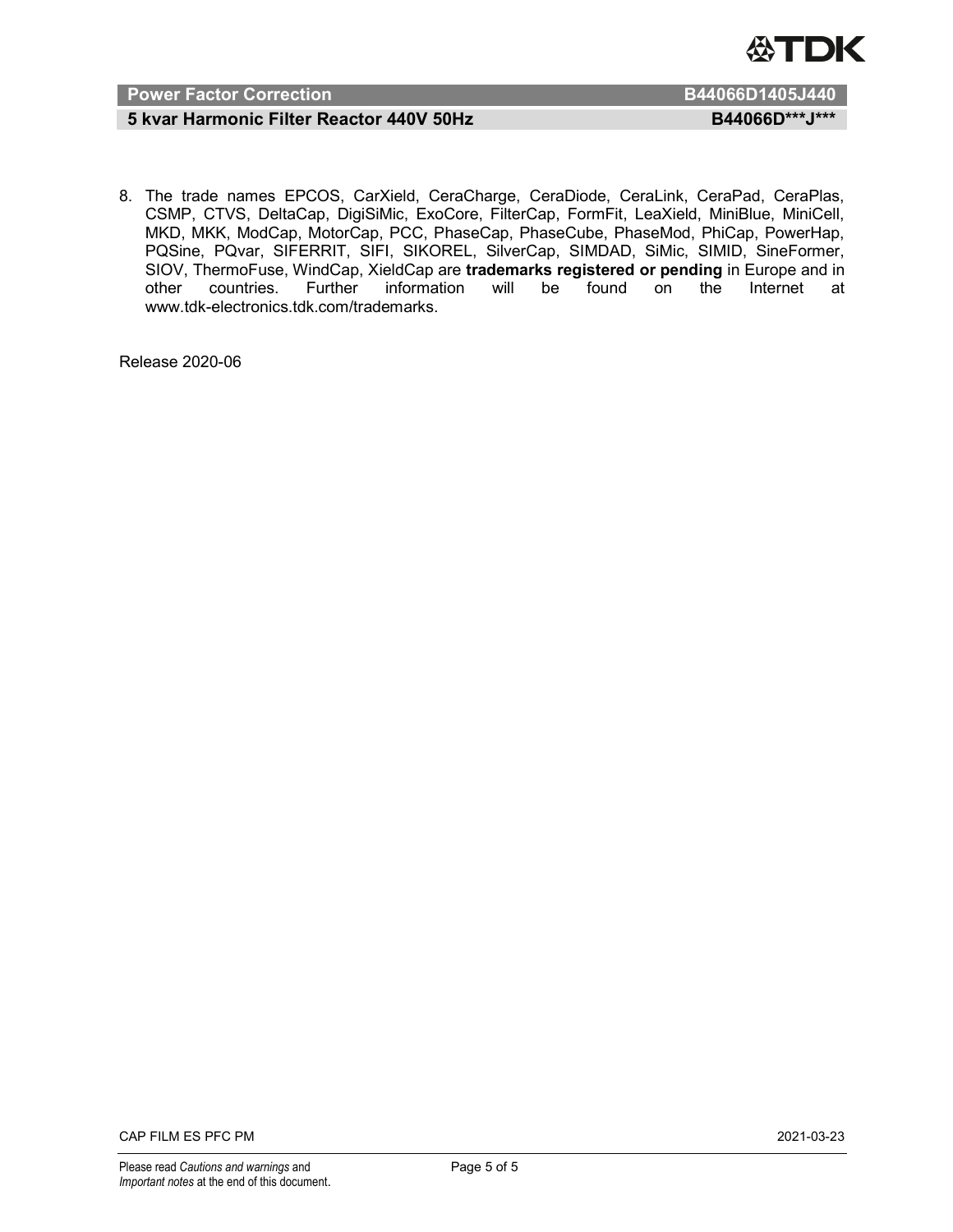8. The trade names EPCOS, CarXield, CeraCharge, CeraDiode, CeraLink, CeraPad, CeraPlas, CSMP, CTVS, DeltaCap, DigiSiMic, ExoCore, FilterCap, FormFit, LeaXield, MiniBlue, MiniCell, MKD, MKK, ModCap, MotorCap, PCC, PhaseCap, PhaseCube, PhaseMod, PhiCap, PowerHap, PQSine, PQvar, SIFERRIT, SIFI, SIKOREL, SilverCap, SIMDAD, SiMic, SIMID, SineFormer, SIOV, ThermoFuse, WindCap, XieldCap are **trademarks registered or pending** in Europe and in other countries. Further information will be found on the Internet at www.tdk-electronics.tdk.com/trademarks.

Release 2020-06